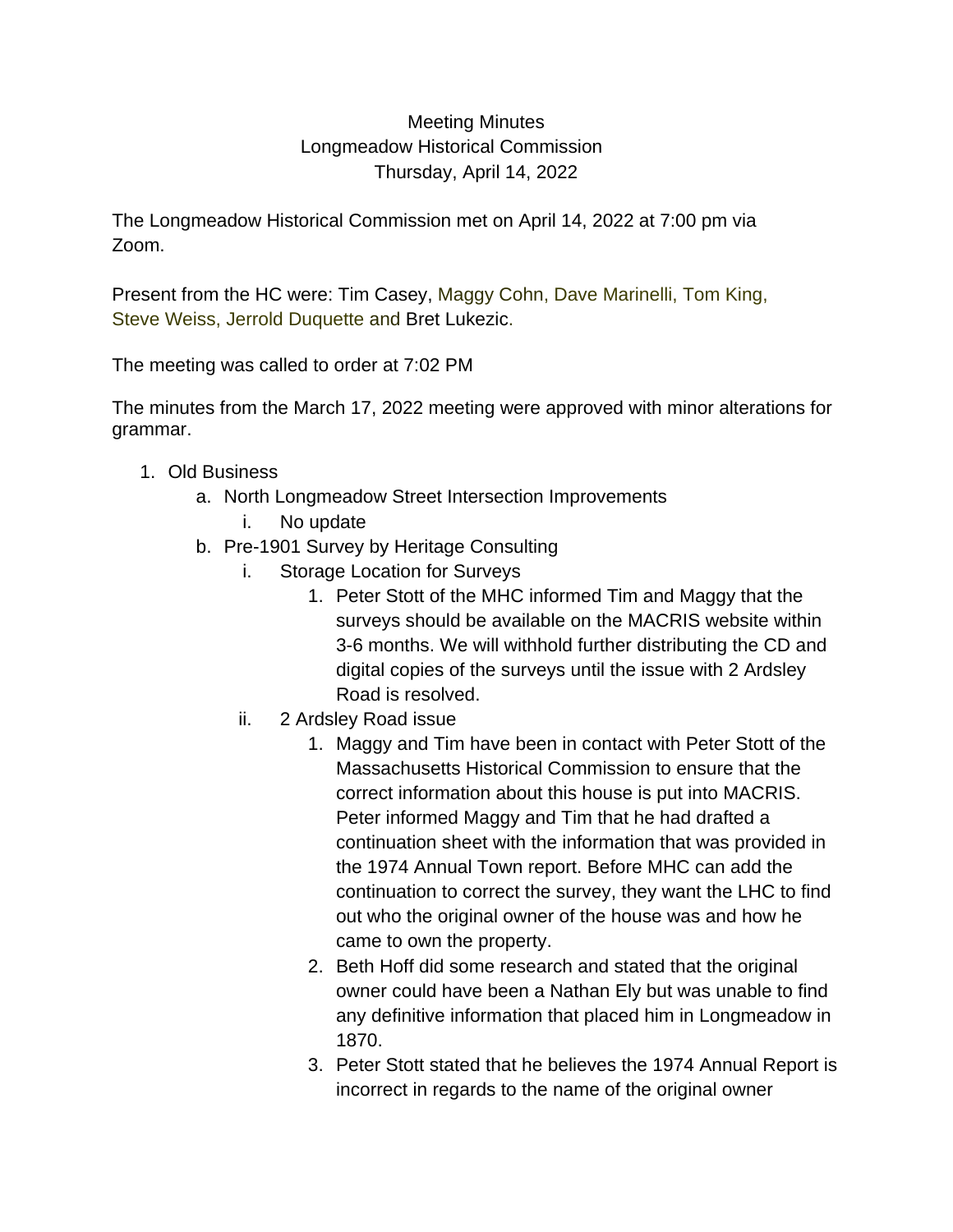Meeting Minutes
Longmeadow Historical Commission
Thursday, April 14, 2022

The Longmeadow Historical Commission met on April 14, 2022 at 7:00 pm via Zoom.

Present from the HC were: Tim Casey, Maggy Cohn, Dave Marinelli, Tom King, Steve Weiss, Jerrold Duquette and Bret Lukezic.

The meeting was called to order at 7:02 PM

The minutes from the March 17, 2022 meeting were approved with minor alterations for grammar.

1. Old Business
   a. North Longmeadow Street Intersection Improvements
      i. No update
   b. Pre-1901 Survey by Heritage Consulting
      i. Storage Location for Surveys
         1. Peter Stott of the MHC informed Tim and Maggy that the surveys should be available on the MACRIS website within 3-6 months. We will withhold further distributing the CD and digital copies of the surveys until the issue with 2 Ardsley Road is resolved.
      ii. 2 Ardsley Road issue
         1. Maggy and Tim have been in contact with Peter Stott of the Massachusetts Historical Commission to ensure that the correct information about this house is put into MACRIS. Peter informed Maggy and Tim that he had drafted a continuation sheet with the information that was provided in the 1974 Annual Town report. Before MHC can add the continuation to correct the survey, they want the LHC to find out who the original owner of the house was and how he came to own the property.
         2. Beth Hoff did some research and stated that the original owner could have been a Nathan Ely but was unable to find any definitive information that placed him in Longmeadow in 1870.
         3. Peter Stott stated that he believes the 1974 Annual Report is incorrect in regards to the name of the original owner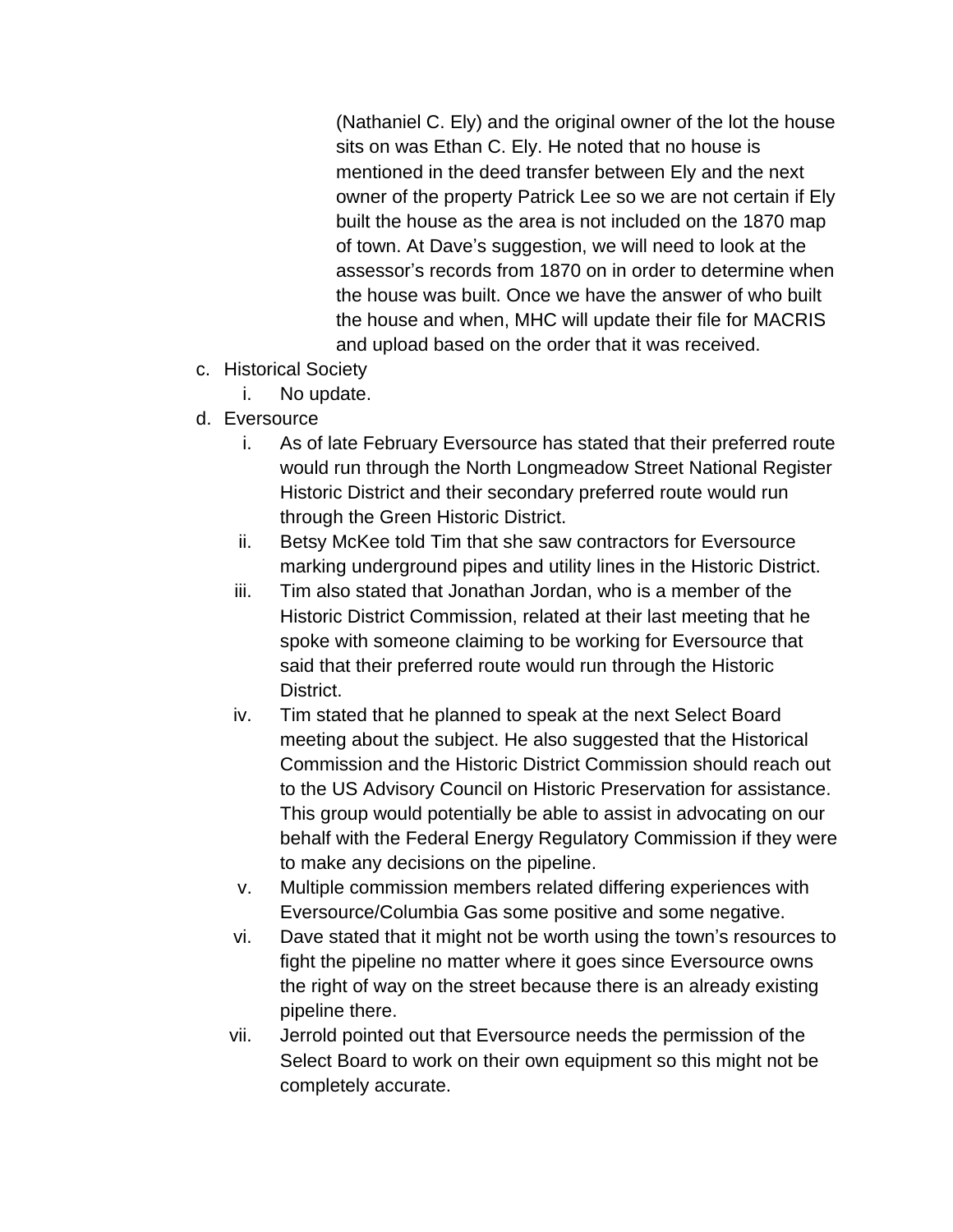(Nathaniel C. Ely) and the original owner of the lot the house sits on was Ethan C. Ely. He noted that no house is mentioned in the deed transfer between Ely and the next owner of the property Patrick Lee so we are not certain if Ely built the house as the area is not included on the 1870 map of town. At Dave's suggestion, we will need to look at the assessor's records from 1870 on in order to determine when the house was built. Once we have the answer of who built the house and when, MHC will update their file for MACRIS and upload based on the order that it was received.

c. Historical Society
    i. No update.
d. Eversource
    i. As of late February Eversource has stated that their preferred route would run through the North Longmeadow Street National Register Historic District and their secondary preferred route would run through the Green Historic District.
    ii. Betsy McKee told Tim that she saw contractors for Eversource marking underground pipes and utility lines in the Historic District.
    iii. Tim also stated that Jonathan Jordan, who is a member of the Historic District Commission, related at their last meeting that he spoke with someone claiming to be working for Eversource that said that their preferred route would run through the Historic District.
    iv. Tim stated that he planned to speak at the next Select Board meeting about the subject. He also suggested that the Historical Commission and the Historic District Commission should reach out to the US Advisory Council on Historic Preservation for assistance. This group would potentially be able to assist in advocating on our behalf with the Federal Energy Regulatory Commission if they were to make any decisions on the pipeline.
    v. Multiple commission members related differing experiences with Eversource/Columbia Gas some positive and some negative.
    vi. Dave stated that it might not be worth using the town's resources to fight the pipeline no matter where it goes since Eversource owns the right of way on the street because there is an already existing pipeline there.
    vii. Jerrold pointed out that Eversource needs the permission of the Select Board to work on their own equipment so this might not be completely accurate.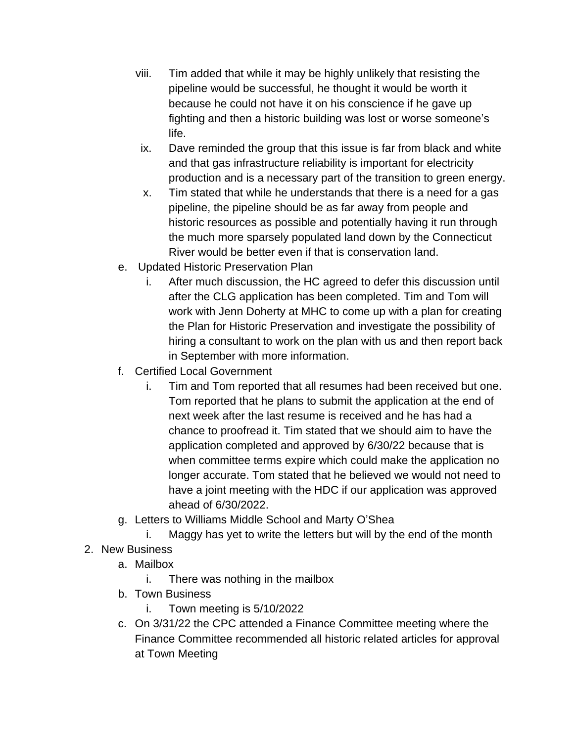viii. Tim added that while it may be highly unlikely that resisting the pipeline would be successful, he thought it would be worth it because he could not have it on his conscience if he gave up fighting and then a historic building was lost or worse someone's life.

ix. Dave reminded the group that this issue is far from black and white and that gas infrastructure reliability is important for electricity production and is a necessary part of the transition to green energy.

x. Tim stated that while he understands that there is a need for a gas pipeline, the pipeline should be as far away from people and historic resources as possible and potentially having it run through the much more sparsely populated land down by the Connecticut River would be better even if that is conservation land.

e. Updated Historic Preservation Plan
   i. After much discussion, the HC agreed to defer this discussion until after the CLG application has been completed. Tim and Tom will work with Jenn Doherty at MHC to come up with a plan for creating the Plan for Historic Preservation and investigate the possibility of hiring a consultant to work on the plan with us and then report back in September with more information.

f. Certified Local Government
   i. Tim and Tom reported that all resumes had been received but one. Tom reported that he plans to submit the application at the end of next week after the last resume is received and he has had a chance to proofread it. Tim stated that we should aim to have the application completed and approved by 6/30/22 because that is when committee terms expire which could make the application no longer accurate. Tom stated that he believed we would not need to have a joint meeting with the HDC if our application was approved ahead of 6/30/2022.

g. Letters to Williams Middle School and Marty O'Shea
   i. Maggy has yet to write the letters but will by the end of the month

2. New Business
   a. Mailbox
      i. There was nothing in the mailbox
   b. Town Business
      i. Town meeting is 5/10/2022
   c. On 3/31/22 the CPC attended a Finance Committee meeting where the Finance Committee recommended all historic related articles for approval at Town Meeting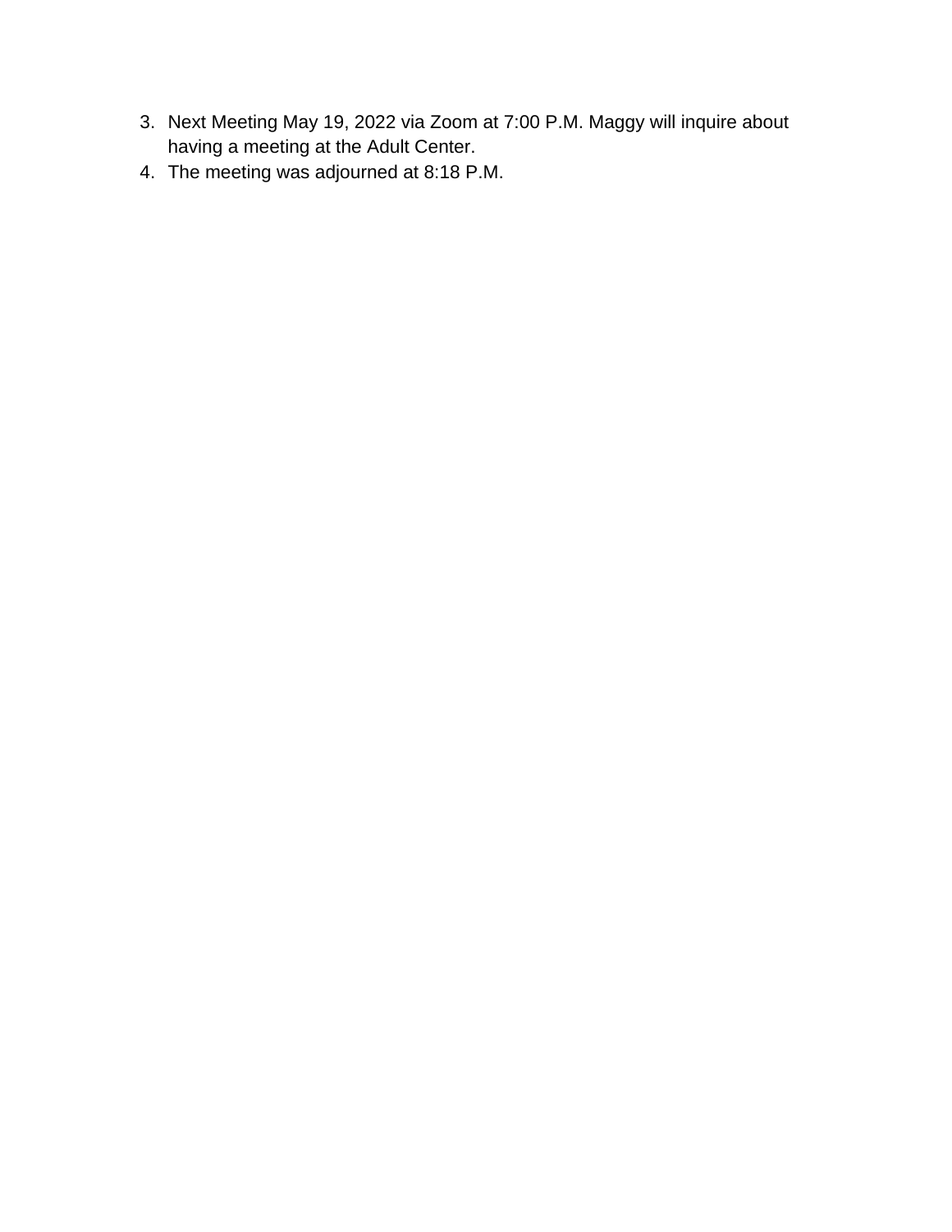3. Next Meeting May 19, 2022 via Zoom at 7:00 P.M. Maggy will inquire about having a meeting at the Adult Center.
4. The meeting was adjourned at 8:18 P.M.